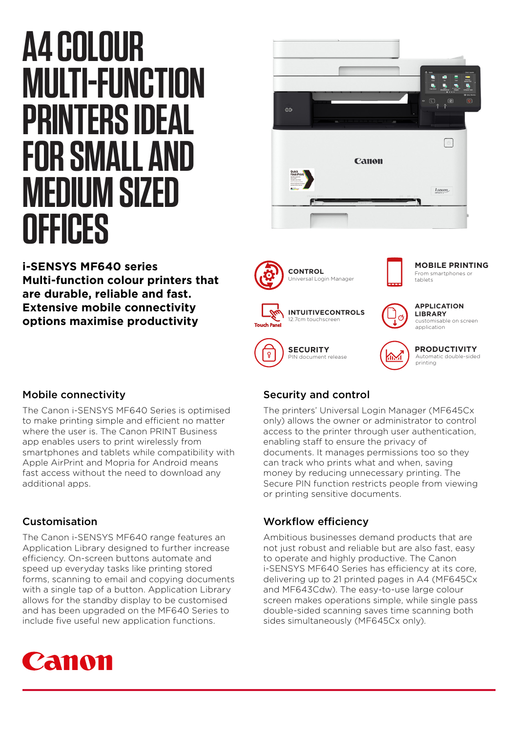# A4 COLOUR MULTI-FUNCTION PRINTERS IDEAL FOR SMALL AND MEDIUM SIZED OFFICES

**i-SENSYS MF640 series Multi-function colour printers that are durable, reliable and fast. Extensive mobile connectivity options maximise productivity**

**CONTROL**
Universal Login Manager

**MOBILE PRINTING**
From smartphones or tablets

**INTUITIVECONTROLS**
12.7cm touchscreen

**APPLICATION LIBRARY**
customisable on screen application

**SECURITY**
PIN document release

**PRODUCTIVITY**
Automatic double-sided printing

## Mobile connectivity

The Canon i-SENSYS MF640 Series is optimised to make printing simple and efficient no matter where the user is. The Canon PRINT Business app enables users to print wirelessly from smartphones and tablets while compatibility with Apple AirPrint and Mopria for Android means fast access without the need to download any additional apps.

## Customisation

The Canon i-SENSYS MF640 range features an Application Library designed to further increase efficiency. On-screen buttons automate and speed up everyday tasks like printing stored forms, scanning to email and copying documents with a single tap of a button. Application Library allows for the standby display to be customised and has been upgraded on the MF640 Series to include five useful new application functions.

## Security and control

The printers' Universal Login Manager (MF645Cx only) allows the owner or administrator to control access to the printer through user authentication, enabling staff to ensure the privacy of documents. It manages permissions too so they can track who prints what and when, saving money by reducing unnecessary printing. The Secure PIN function restricts people from viewing or printing sensitive documents.

## Workflow efficiency

Ambitious businesses demand products that are not just robust and reliable but are also fast, easy to operate and highly productive. The Canon i-SENSYS MF640 Series has efficiency at its core, delivering up to 21 printed pages in A4 (MF645Cx and MF643Cdw). The easy-to-use large colour screen makes operations simple, while single pass double-sided scanning saves time scanning both sides simultaneously (MF645Cx only).

Canon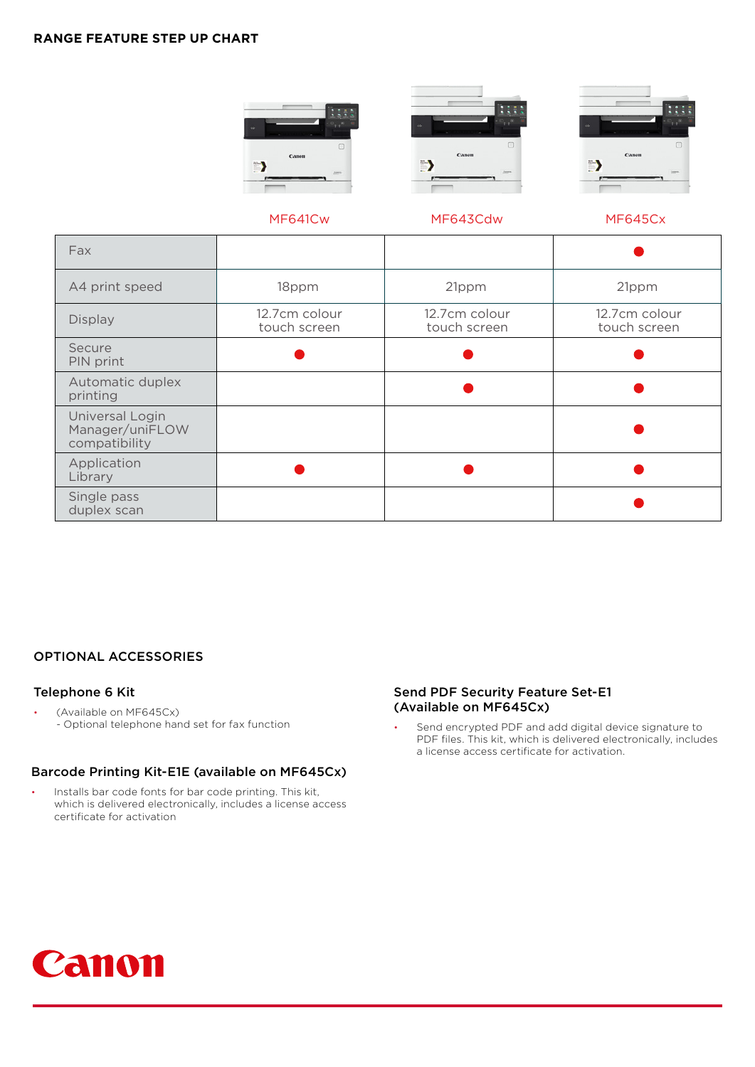## RANGE FEATURE STEP UP CHART

| | MF641Cw | MF643Cdw | MF645Cx |
|---|---|---|---|
| Fax | | | ● |
| A4 print speed | 18ppm | 21ppm | 21ppm |
| Display | 12.7cm colour touch screen | 12.7cm colour touch screen | 12.7cm colour touch screen |
| Secure PIN print | ● | ● | ● |
| Automatic duplex printing | | ● | ● |
| Universal Login Manager/uniFLOW compatibility | | | ● |
| Application Library | ● | ● | ● |
| Single pass duplex scan | | | ● |

## OPTIONAL ACCESSORIES

### Telephone 6 Kit

- (Available on MF645Cx)
  - Optional telephone hand set for fax function

### Barcode Printing Kit-E1E (available on MF645Cx)

- Installs bar code fonts for bar code printing. This kit, which is delivered electronically, includes a license access certificate for activation

### Send PDF Security Feature Set-E1 (Available on MF645Cx)

- Send encrypted PDF and add digital device signature to PDF files. This kit, which is delivered electronically, includes a license access certificate for activation.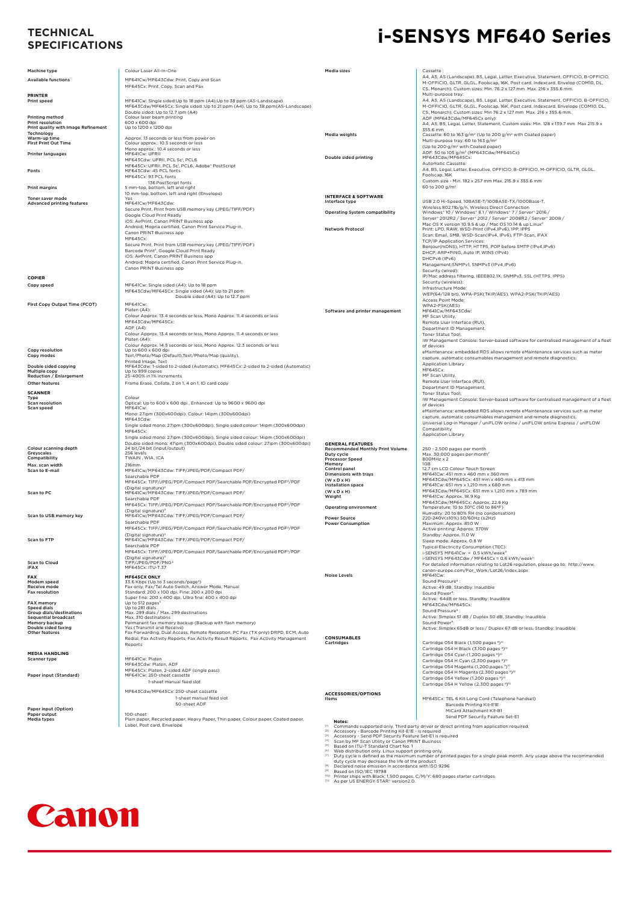# TECHNICAL SPECIFICATIONS

# i-SENSYS MF640 Series

| | |
|---|---|
| Machine type | Colour Laser All-In-One |
| Available functions | MF641Cw/MF643Cdw: Print, Copy and Scan<br>MF645Cx: Print, Copy, Scan and Fax |

## PRINTER

| | |
|---|---|
| Print speed | MF641Cw: Single sided:Up to 18 ppm (A4),Up to 38 ppm (A5-Landscape)<br>MF643Cdw/MF645Cx: Single sided :Up to 21 ppm (A4), Up to 38 ppm(A5-Landscape)<br>Double sided: Up to 12.7 ipm (A4) |
| Printing method | Colour laser beam printing |
| Print resolution | 600 x 600 dpi |
| Print quality with Image Refinement Technology | Up to 1200 x 1200 dpi |
| Warm-up time | Approx. 13 seconds or less from power on |
| First Print Out Time | Colour approx.: 10.5 seconds or less<br>Mono approx.: 10.4 seconds or less |
| Printer languages | MF641Cw: UFRII<br>MF643Cdw: UFRII, PCL 5c[1], PCL6<br>MF645Cx: UFRII, PCL 5c[1], PCL6, Adobe® PostScript |
| Fonts | MF643Cdw: 45 PCL fonts<br>MF645Cx: 93 PCL fonts<br>136 PostScript fonts |
| Print margins | 5 mm-top, bottom, left and right<br>10 mm-top, bottom, left and right (Envelope) |
| Toner saver mode | Yes |
| Advanced printing features | MF641Cw/MF643Cdw:<br>Secure Print, Print from USB memory key (JPEG/TIFF/PDF)<br>Google Cloud Print Ready<br>iOS: AirPrint, Canon PRINT Business app<br>Android; Mopria certified, Canon Print Service Plug-in,<br>Canon PRINT Business app<br>MF645Cx:<br>Secure Print, Print from USB memory key (JPEG/TIFF/PDF)<br>Barcode Print[2], Google Cloud Print Ready<br>iOS: AirPrint, Canon PRINT Business app<br>Android; Mopria certified, Canon Print Service Plug-in,<br>Canon PRINT Business app |

## COPIER

| | |
|---|---|
| Copy speed | MF641Cw: Single sided (A4): Up to 18 ppm<br>MF643Cdw/MF645Cx: Single sided (A4): Up to 21 ppm<br>Double sided (A4): Up to 12.7 ppm |
| First Copy Output Time (FCOT) | MF641Cw:<br>Platen (A4):<br>Colour Approx. 13.4 seconds or less, Mono Approx. 11.4 seconds or less<br>MF643Cdw/MF645Cx:<br>ADF (A4):<br>Colour Approx. 13.4 seconds or less, Mono Approx. 11.4 seconds or less<br>Platen (A4):<br>Colour Approx. 14.5 seconds or less, Mono Approx. 12.3 seconds or less |
| Copy resolution | Up to 600 x 600 dpi |
| Copy modes | Text/Photo/Map (Default),Text/Photo/Map (quality),<br>Printed Image, Text |
| Double sided copying | MF643Cdw: 1-sided to 2-sided (Automatic), MF645Cx: 2-sided to 2-sided (Automatic) |
| Multiple copy | Up to 999 copies |
| Reduction / Enlargement | 25-400% in 1% increments |
| Other features | Frame Erase, Collate, 2 on 1, 4 on 1, ID card copy |

## SCANNER

| | |
|---|---|
| Type | Colour |
| Scan resolution | Optical: Up to 600 x 600 dpi , Enhanced: Up to 9600 x 9600 dpi |
| Scan speed | MF641Cw:<br>Mono: 27ipm (300x600dpi), Colour: 14ipm (300x600dpi)<br>MF643Cdw:<br>Single sided mono: 27ipm (300x600dpi), Single sided colour: 14ipm (300x600dpi)<br>MF645Cx:<br>Single sided mono: 27ipm (300x600dpi), Single sided colour: 14ipm (300x600dpi)<br>Double sided mono: 47ipm (300x600dpi), Double sided colour: 27ipm (300x600dpi) |
| Colour scanning depth | 24 bit/24 bit (input/output) |
| Greyscales | 256 levels |
| Compatibility | TWAIN , WIA, ICA |
| Max. scan width | 216mm |
| Scan to E-mail | MF641Cw/MF643Cdw: TIFF/JPEG/PDF/Compact PDF/<br>Searchable PDF<br>MF645Cx: TIFF/JPEG/PDF/Compact PDF/Searchable PDF/Encrypted PDF[3]/PDF<br>(Digital signature)[3] |
| Scan to PC | MF641Cw/MF643Cdw: TIFF/JPEG/PDF/Compact PDF/<br>Searchable PDF<br>MF645Cx: TIFF/JPEG/PDF/Compact PDF/Searchable PDF/Encrypted PDF[3]/PDF<br>(Digital signature)[3] |
| Scan to USB memory key | MF641Cw/MF643Cdw: TIFF/JPEG/PDF/Compact PDF/<br>Searchable PDF<br>MF645Cx: TIFF/JPEG/PDF/Compact PDF/Searchable PDF/Encrypted PDF[3]/PDF<br>(Digital signature)[3] |
| Scan to FTP | MF641Cw/MF643Cdw: TIFF/JPEG/PDF/Compact PDF/<br>Searchable PDF<br>MF645Cx: TIFF/JPEG/PDF/Compact PDF/Searchable PDF/Encrypted PDF[3]/PDF<br>(Digital signature)[3] |
| Scan to Cloud | TIFF/JPEG/PDF/PNG[4] |
| iFAX | MF645Cx: ITU-T.37 |

## FAX

| | |
|---|---|
| | **MF645CX ONLY** |
| Modem speed | 33.6 Kbps (Up to 3 seconds/page[5]) |
| Receive mode | Fax only, Fax/Tel Auto Switch, Answer Mode, Manual |
| Fax resolution | Standard: 200 x 100 dpi, Fine: 200 x 200 dpi<br>Super fine: 200 x 400 dpi, Ultra fine: 400 x 400 dpi |
| FAX memory | Up to 512 pages[5] |
| Speed dials | Up to 281 dials |
| Group dials/destinations | Max. 299 dials / Max. 299 destinations |
| Sequential broadcast | Max. 310 destinations |
| Memory backup | Permanent fax memory backup (Backup with flash memory) |
| Double sided faxing | Yes (Transmit and Receive) |
| Other features | Fax Forwarding, Dual Access, Remote Reception, PC Fax (TX only) DRPD, ECM, Auto Redial, Fax Activity Reports, Fax Activity Result Reports, Fax Activity Management Reports |

## MEDIA HANDLING

| | |
|---|---|
| Scanner type | MF641Cw: Platen<br>MF643Cdw: Platen, ADF<br>MF645Cx: Platen, 2-sided ADF (single pass) |
| Paper input (Standard) | MF641Cw: 250-sheet cassette<br>1-sheet manual feed slot<br>MF643Cdw/MF645Cx: 250-sheet cassette<br>1-sheet manual feed slot<br>50-sheet ADF |
| Paper input (Option) | |
| Paper output | 100-sheet |
| Media types | Plain paper, Recycled paper, Heavy Paper, Thin paper, Colour paper, Coated paper, Label, Post card, Envelope |
| Media sizes | Cassette :<br>A4, A5, A5 (Landscape), B5, Legal, Letter, Executive, Statement, OFFICIO, B-OFFICIO, M-OFFICIO, GLTR, GLGL, Foolscap, 16K, Post card, Indexcard, Envelop (COM10, DL, C5, Monarch), Custom sizes: Min. 76.2 x 127 mm Max. 216 x 355.6 mm.<br>Multi-purpose tray:<br>A4, A5, A5 (Landscape), B5, Legal, Letter, Executive, Statement, OFFICIO, B-OFFICIO, M-OFFICIO, GLTR, GLGL, Foolscap, 16K, Post card, Indexcard, Envelope (COM10, DL, C5, Monarch), Custom sizes: Min 76.2 x 127 mm Max. 216 x 355.6 mm.<br>ADF (MF643Cdw/MF645Cx only):<br>A4, A5, B5, Legal, Letter, Statement, Custom sizes: Min. 128 x 139.7 mm Max 215.9 x 355.6 mm |
| Media weights | Cassette: 60 to 163 g/m² (Up to 200 g/m² with Coated paper)<br>Multi-purpose tray: 60 to 163 g/m²<br>(Up to 200 g/m² with Coated paper)<br>ADF: 50 to 105 g/m² (MF643Cdw/MF645Cx) |
| Double sided printing | MF643Cdw/MF645Cx:<br>Automatic Cassette:<br>A4, B5, Legal, Letter, Executive, OFFICIO, B-OFFICIO, M-OFFICIO, GLTR, GLGL, Foolscap, 16K<br>Custom size - Min. 182 x 257 mm Max. 215.9 x 355.6 mm<br>60 to 200 g/m² |

## INTERFACE & SOFTWARE

| | |
|---|---|
| Interface type | USB 2.0 Hi-Speed, 10BASE-T/100BASE-TX/1000Base-T,<br>Wireless 802.11b/g/n, Wireless Direct Connection |
| Operating System compatibility | Windows® 10 / Windows® 8.1 / Windows® 7 / Server® 2016 /<br>Server® 2012R2 / Server® 2012 / Server® 2008R2 / Server® 2008 /<br>Mac OS X version 10.9.5 & up / Mac OS 10.14 & up Linux[6] |
| Network Protocol | Print: LPD, RAW, WSD-Print (IPv4,IPv6), IPP, IPPS<br>Scan: Email, SMB, WSD-Scan(IPv4, IPv6), FTP-Scan, iFAX<br>TCP/IP Application Services:<br>Bonjour(mDNS), HTTP, HTTPS, POP before SMTP (IPv4,IPv6)<br>DHCP, ARP+PING, Auto IP, WINS (IPv4)<br>DHCPv6 (IPv6)<br>Management:SNMPv1, SNMPv3 (IPv4,IPv6)<br>Security (wired):<br>IP/Mac address filtering, IEEE802.1X, SNMPv3, SSL (HTTPS, IPPS)<br>Security (wireless):<br>Infrastructure Mode:<br>WEP(64/128 bit), WPA-PSK(TKIP/AES), WPA2-PSK(TKIP/AES)<br>Access Point Mode:<br>WPA2-PSK(AES) |
| Software and printer management | MF641Cw/MF643Cdw:<br>MF Scan Utility,<br>Remote User Interface (RUI),<br>Department ID Management,<br>Toner Status Tool,<br>iW Management Console: Server-based software for centralised management of a fleet of devices<br>eMaintenance: embedded RDS allows remote eMaintenance services such as meter capture, automatic consumables management and remote diagnostics.<br>Application Library<br>MF645Cx:<br>MF Scan Utility,<br>Remote User Interface (RUI),<br>Department ID Management,<br>Toner Status Tool,<br>iW Management Console: Server-based software for centralised management of a fleet of devices<br>eMaintenance: embedded RDS allows remote eMaintenance services such as meter capture, automatic consumables management and remote diagnostics.<br>Universal Log-in Manager / uniFLOW online / uniFLOW online Express / uniFLOW Compatibility<br>Application Library |

## GENERAL FEATURES

| | |
|---|---|
| Recommended Monthly Print Volume | 250 - 2,500 pages per month |
| Duty cycle | Max. 30,000 pages per month[7] |
| Processor Speed | 800MHz x 2 |
| Memory | 1GB |
| Control panel | 12.7 cm LCD Colour Touch Screen |
| Dimensions with trays (W x D x H) | MF641Cw: 451 mm x 460 mm x 360 mm<br>MF643Cdw/MF645Cx: 451 mm x 460 mm x 413 mm |
| Installation space (W x D x H) | MF641Cw: 651 mm x 1,210 mm x 680 mm<br>MF643Cdw/MF645Cx: 651 mm x 1,210 mm x 789 mm |
| Weight | MF641Cw: Approx. 18.9 Kg<br>MF643Cdw/MF645Cx: Approx. 22.6 Kg |
| Operating environment | Temperature: 10 to 30°C (50 to 86°F)<br>Humidity: 20 to 80% RH (no condensation) |
| Power Source | 220-240V(±10%) 50/60Hz (±2Hz) |
| Power Consumption | Maximum: Approx. 850 W<br>Active printing: Approx. 370W<br>Standby: Approx. 11.0 W<br>Sleep mode: Approx. 0.8 W<br>Typical Electricity Consumption (TEC):<br>i-SENSYS MF641Cw = 0.5 kWh/week[11]<br>i-SENSYS MF643Cdw / MF645Cx = 0.6 kWh/week[11]<br>For detailed information relating to Lot26 regulation, please go to: http://www.canon-europe.com/For_Work/Lot26/index.aspx |
| Noise Levels | MF641Cw:<br>Sound Pressure[8] :<br>Active: 49 dB, Standby: Inaudible<br>Sound Power[9]:<br>Active: 64dB or less, Standby: Inaudible<br>MF643Cdw/MF645Cx:<br>Sound Pressure[8] :<br>Active: Simplex 51 dB / Duplex 50 dB, Standby: Inaudible<br>Sound Power[9]:<br>Active: Simplex 65dB or less / Duplex 67 dB or less, Standby: Inaudible |

## CONSUMABLES

| | |
|---|---|
| Cartridges | Cartridge 054 Black (1,500 pages [9])[10]<br>Cartridge 054 H Black (3,100 pages [9])[10]<br>Cartridge 054 Cyan (1,200 pages [9])[10]<br>Cartridge 054 H Cyan (2,300 pages [9])[10]<br>Cartridge 054 Magenta (1,200 pages [9])[10]<br>Cartridge 054 H Magenta (2,300 pages [9])[10]<br>Cartridge 054 Yellow (1,200 pages [9])[10]<br>Cartridge 054 H Yellow (2,300 pages [9])[10] |

## ACCESSORIES/OPTIONS

| | |
|---|---|
| Items | MF645Cx: TEL 6 Kit Long Cord (Telephone handset)<br>Barcode Printing Kit-E1E<br>MiCard Attachment Kit-B1<br>Send PDF Security Feature Set-E1 |

**Notes:**

[1] Commands supported only. Third party driver or direct printing from application required.
[2] Accessory - Barcode Printing Kit-E1E - is required
[3] Accessory - Send PDF Security Feature Set-E1 is required
[4] Scan by MF Scan Utility or Canon PRINT Business
[5] Based on ITU-T Standard Chart No. 1
[6] Web distribution only. Linux support printing only.
[7] Duty cycle is defined as the maximum number of printed pages for a single peak month. Any usage above the recommended duty cycle may decrease the life of the product
[8] Declared noise emission in accordance with ISO 9296
[9] Based on ISO/IEC 19798
[10] Printer ships with Black: 1,500 pages, C/M/Y: 680 pages starter cartridges
[11] As per US ENERGY STAR® version2.0.

Canon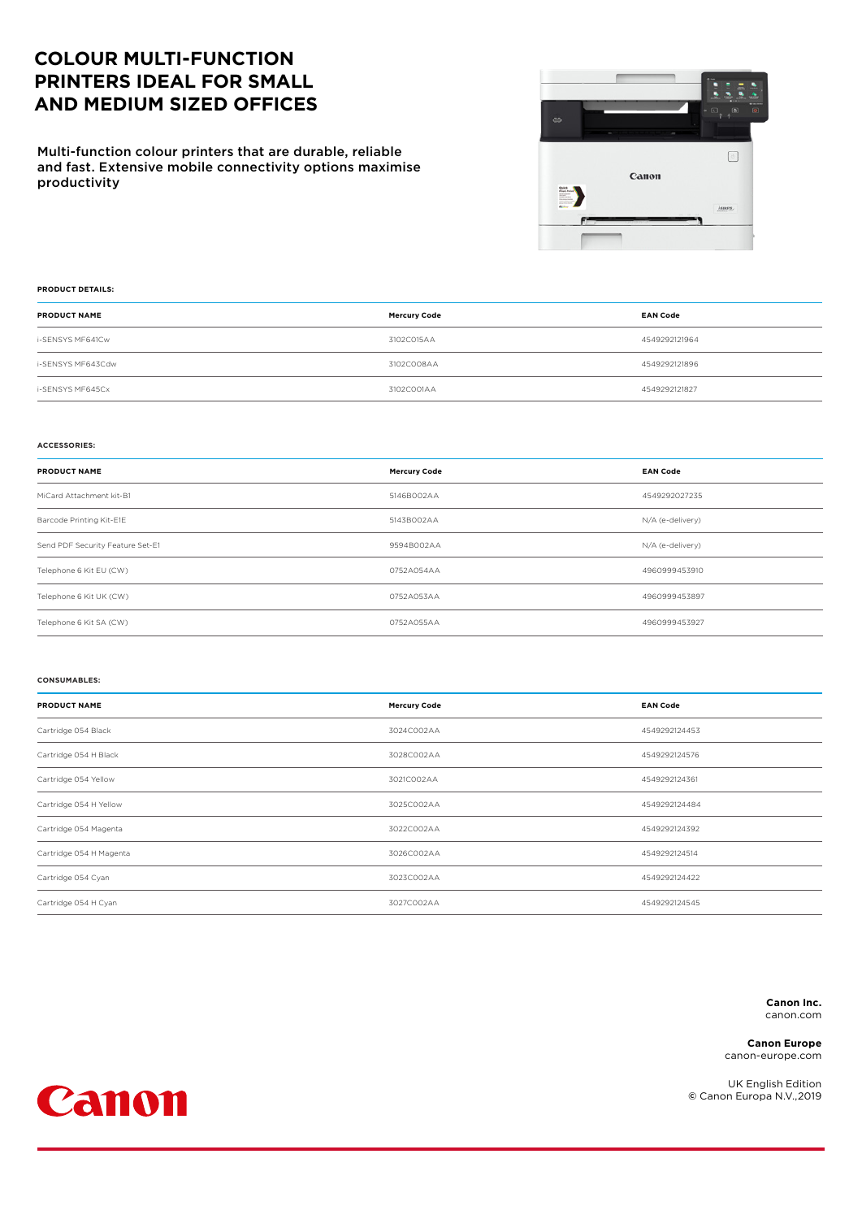# COLOUR MULTI-FUNCTION PRINTERS IDEAL FOR SMALL AND MEDIUM SIZED OFFICES

Multi-function colour printers that are durable, reliable and fast. Extensive mobile connectivity options maximise productivity

**PRODUCT DETAILS:**

| PRODUCT NAME | Mercury Code | EAN Code |
|---|---|---|
| i-SENSYS MF641Cw | 3102C015AA | 4549292121964 |
| i-SENSYS MF643Cdw | 3102C008AA | 4549292121896 |
| i-SENSYS MF645Cx | 3102C001AA | 4549292121827 |

**ACCESSORIES:**

| PRODUCT NAME | Mercury Code | EAN Code |
|---|---|---|
| MiCard Attachment kit-B1 | 5146B002AA | 4549292027235 |
| Barcode Printing Kit-E1E | 5143B002AA | N/A (e-delivery) |
| Send PDF Security Feature Set-E1 | 9594B002AA | N/A (e-delivery) |
| Telephone 6 Kit EU (CW) | 0752A054AA | 4960999453910 |
| Telephone 6 Kit UK (CW) | 0752A053AA | 4960999453897 |
| Telephone 6 Kit SA (CW) | 0752A055AA | 4960999453927 |

**CONSUMABLES:**

| PRODUCT NAME | Mercury Code | EAN Code |
|---|---|---|
| Cartridge 054 Black | 3024C002AA | 4549292124453 |
| Cartridge 054 H Black | 3028C002AA | 4549292124576 |
| Cartridge 054 Yellow | 3021C002AA | 4549292124361 |
| Cartridge 054 H Yellow | 3025C002AA | 4549292124484 |
| Cartridge 054 Magenta | 3022C002AA | 4549292124392 |
| Cartridge 054 H Magenta | 3026C002AA | 4549292124514 |
| Cartridge 054 Cyan | 3023C002AA | 4549292124422 |
| Cartridge 054 H Cyan | 3027C002AA | 4549292124545 |

**Canon Inc.**
canon.com

**Canon Europe**
canon-europe.com

UK English Edition
© Canon Europa N.V.,2019